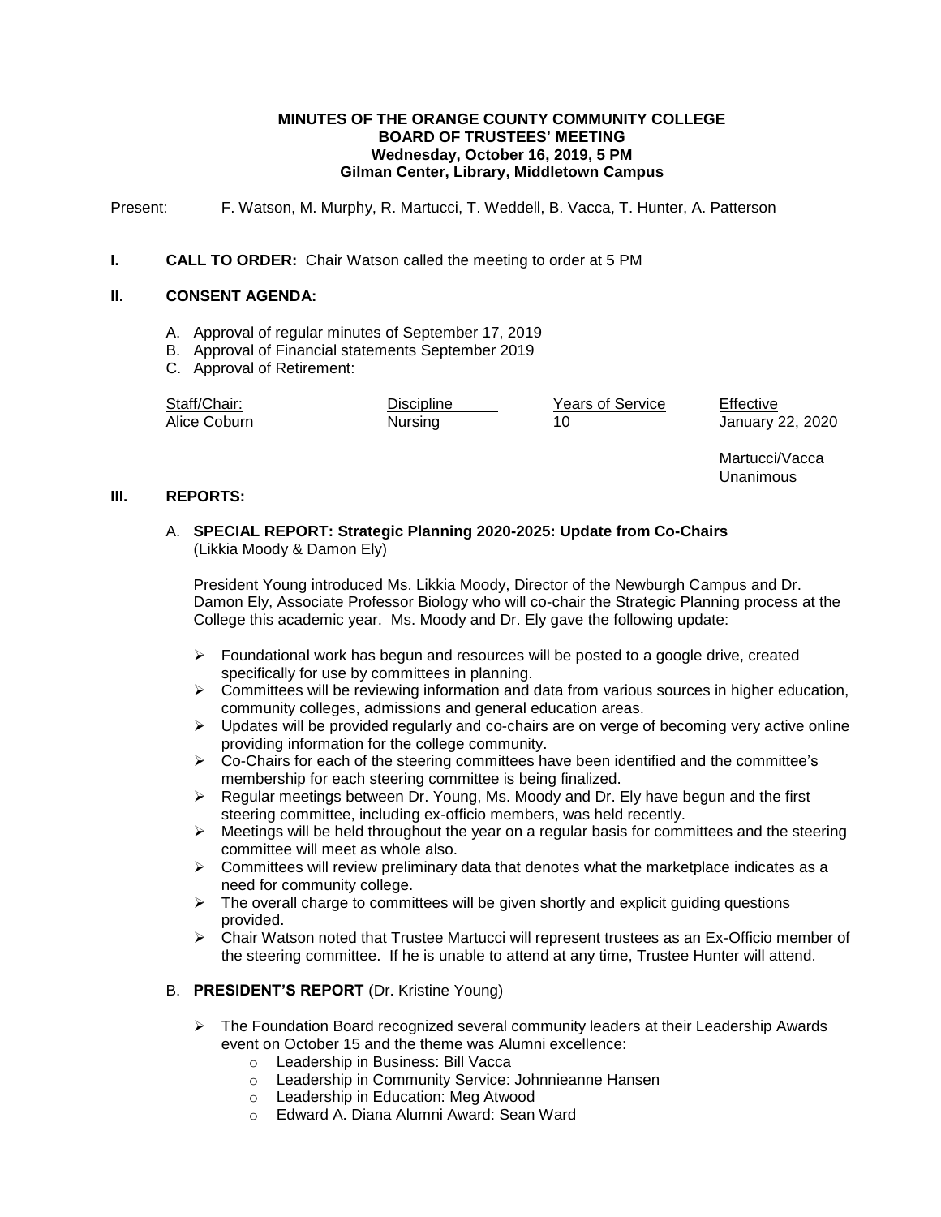**MINUTES OF THE ORANGE COUNTY COMMUNITY COLLEGE**
**BOARD OF TRUSTEES' MEETING**
**Wednesday, October 16, 2019, 5 PM**
**Gilman Center, Library, Middletown Campus**

Present: F. Watson, M. Murphy, R. Martucci, T. Weddell, B. Vacca, T. Hunter, A. Patterson

## I. CALL TO ORDER:

Chair Watson called the meeting to order at 5 PM

## II. CONSENT AGENDA:

A. Approval of regular minutes of September 17, 2019
B. Approval of Financial statements September 2019
C. Approval of Retirement:

| Staff/Chair: | Discipline | Years of Service | Effective |
|---|---|---|---|
| Alice Coburn | Nursing | 10 | January 22, 2020 |

Martucci/Vacca
Unanimous

## III. REPORTS:

### A. SPECIAL REPORT: Strategic Planning 2020-2025: Update from Co-Chairs

(Likkia Moody & Damon Ely)

President Young introduced Ms. Likkia Moody, Director of the Newburgh Campus and Dr. Damon Ely, Associate Professor Biology who will co-chair the Strategic Planning process at the College this academic year. Ms. Moody and Dr. Ely gave the following update:

- Foundational work has begun and resources will be posted to a google drive, created specifically for use by committees in planning.
- Committees will be reviewing information and data from various sources in higher education, community colleges, admissions and general education areas.
- Updates will be provided regularly and co-chairs are on verge of becoming very active online providing information for the college community.
- Co-Chairs for each of the steering committees have been identified and the committee's membership for each steering committee is being finalized.
- Regular meetings between Dr. Young, Ms. Moody and Dr. Ely have begun and the first steering committee, including ex-officio members, was held recently.
- Meetings will be held throughout the year on a regular basis for committees and the steering committee will meet as whole also.
- Committees will review preliminary data that denotes what the marketplace indicates as a need for community college.
- The overall charge to committees will be given shortly and explicit guiding questions provided.
- Chair Watson noted that Trustee Martucci will represent trustees as an Ex-Officio member of the steering committee. If he is unable to attend at any time, Trustee Hunter will attend.

### B. PRESIDENT'S REPORT (Dr. Kristine Young)

- The Foundation Board recognized several community leaders at their Leadership Awards event on October 15 and the theme was Alumni excellence:
  - Leadership in Business: Bill Vacca
  - Leadership in Community Service: Johnnieanne Hansen
  - Leadership in Education: Meg Atwood
  - Edward A. Diana Alumni Award: Sean Ward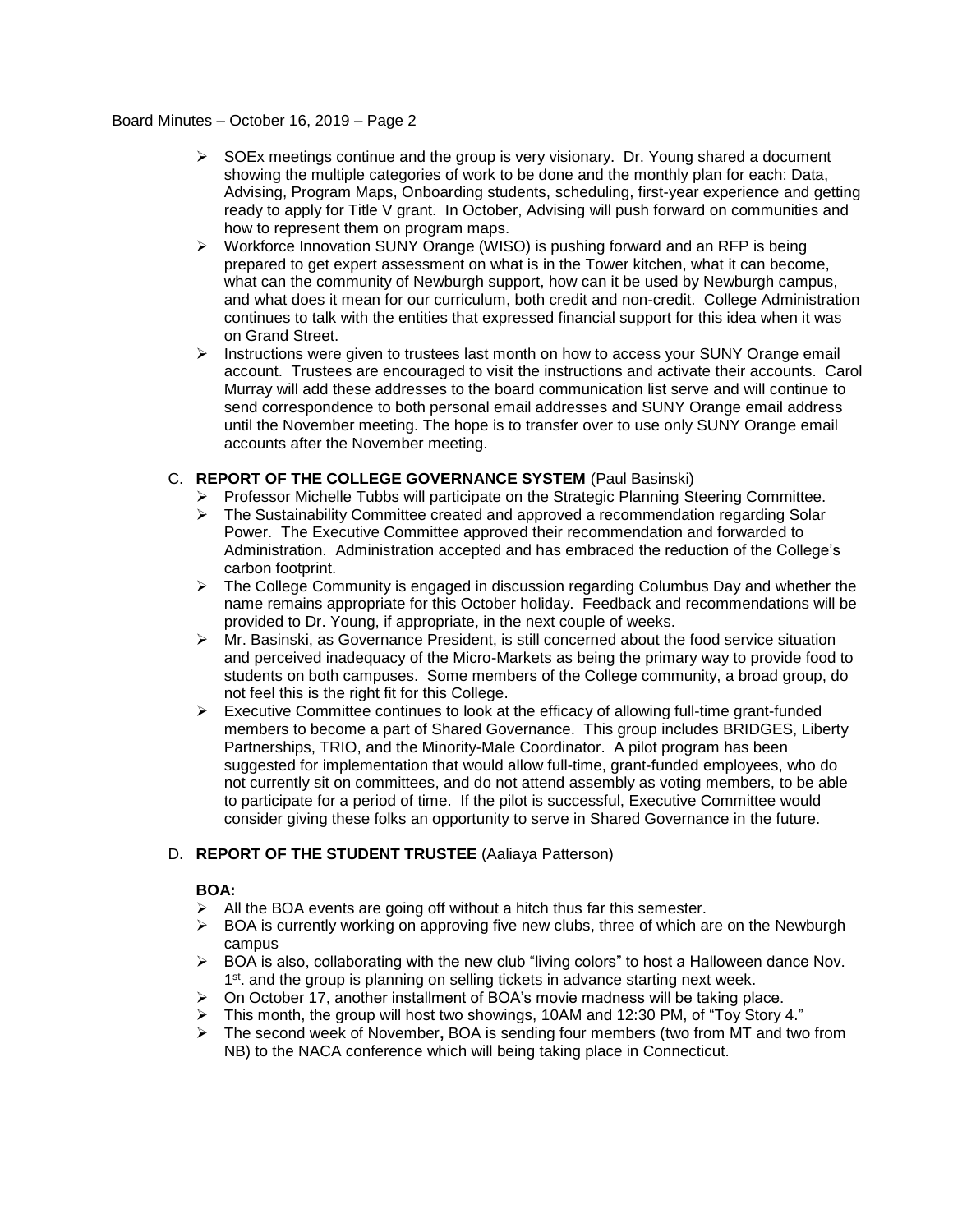- SOEx meetings continue and the group is very visionary. Dr. Young shared a document showing the multiple categories of work to be done and the monthly plan for each: Data, Advising, Program Maps, Onboarding students, scheduling, first-year experience and getting ready to apply for Title V grant. In October, Advising will push forward on communities and how to represent them on program maps.
- Workforce Innovation SUNY Orange (WISO) is pushing forward and an RFP is being prepared to get expert assessment on what is in the Tower kitchen, what it can become, what can the community of Newburgh support, how can it be used by Newburgh campus, and what does it mean for our curriculum, both credit and non-credit. College Administration continues to talk with the entities that expressed financial support for this idea when it was on Grand Street.
- Instructions were given to trustees last month on how to access your SUNY Orange email account. Trustees are encouraged to visit the instructions and activate their accounts. Carol Murray will add these addresses to the board communication list serve and will continue to send correspondence to both personal email addresses and SUNY Orange email address until the November meeting. The hope is to transfer over to use only SUNY Orange email accounts after the November meeting.

C. **REPORT OF THE COLLEGE GOVERNANCE SYSTEM** (Paul Basinski)

- Professor Michelle Tubbs will participate on the Strategic Planning Steering Committee.
- The Sustainability Committee created and approved a recommendation regarding Solar Power. The Executive Committee approved their recommendation and forwarded to Administration. Administration accepted and has embraced the reduction of the College's carbon footprint.
- The College Community is engaged in discussion regarding Columbus Day and whether the name remains appropriate for this October holiday. Feedback and recommendations will be provided to Dr. Young, if appropriate, in the next couple of weeks.
- Mr. Basinski, as Governance President, is still concerned about the food service situation and perceived inadequacy of the Micro-Markets as being the primary way to provide food to students on both campuses. Some members of the College community, a broad group, do not feel this is the right fit for this College.
- Executive Committee continues to look at the efficacy of allowing full-time grant-funded members to become a part of Shared Governance. This group includes BRIDGES, Liberty Partnerships, TRIO, and the Minority-Male Coordinator. A pilot program has been suggested for implementation that would allow full-time, grant-funded employees, who do not currently sit on committees, and do not attend assembly as voting members, to be able to participate for a period of time. If the pilot is successful, Executive Committee would consider giving these folks an opportunity to serve in Shared Governance in the future.

D. **REPORT OF THE STUDENT TRUSTEE** (Aaliaya Patterson)

**BOA:**

- All the BOA events are going off without a hitch thus far this semester.
- BOA is currently working on approving five new clubs, three of which are on the Newburgh campus
- BOA is also, collaborating with the new club "living colors" to host a Halloween dance Nov. 1st. and the group is planning on selling tickets in advance starting next week.
- On October 17, another installment of BOA's movie madness will be taking place.
- This month, the group will host two showings, 10AM and 12:30 PM, of "Toy Story 4."
- The second week of November**,** BOA is sending four members (two from MT and two from NB) to the NACA conference which will being taking place in Connecticut.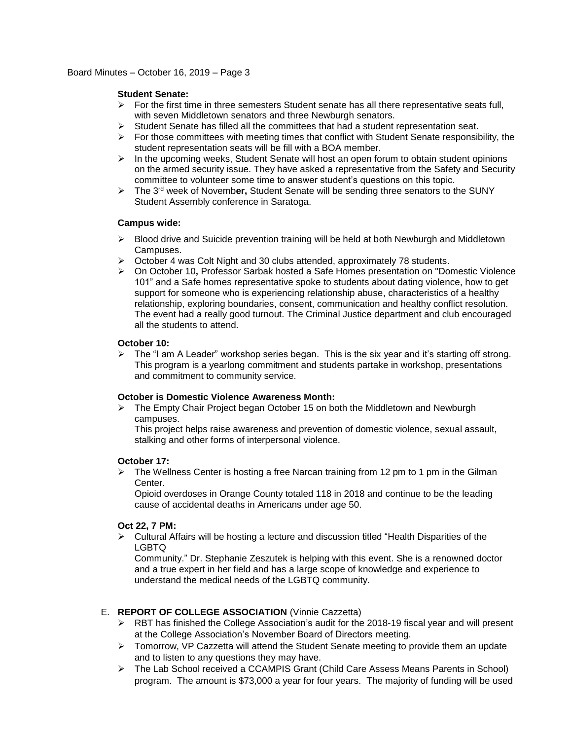**Student Senate:**

- For the first time in three semesters Student senate has all there representative seats full, with seven Middletown senators and three Newburgh senators.
- Student Senate has filled all the committees that had a student representation seat.
- For those committees with meeting times that conflict with Student Senate responsibility, the student representation seats will be fill with a BOA member.
- In the upcoming weeks, Student Senate will host an open forum to obtain student opinions on the armed security issue. They have asked a representative from the Safety and Security committee to volunteer some time to answer student's questions on this topic.
- The 3rd week of Novemb**er,** Student Senate will be sending three senators to the SUNY Student Assembly conference in Saratoga.

**Campus wide:**

- Blood drive and Suicide prevention training will be held at both Newburgh and Middletown Campuses.
- October 4 was Colt Night and 30 clubs attended, approximately 78 students.
- On October 10**,** Professor Sarbak hosted a Safe Homes presentation on "Domestic Violence 101" and a Safe homes representative spoke to students about dating violence, how to get support for someone who is experiencing relationship abuse, characteristics of a healthy relationship, exploring boundaries, consent, communication and healthy conflict resolution. The event had a really good turnout. The Criminal Justice department and club encouraged all the students to attend.

**October 10:**

- The "I am A Leader" workshop series began. This is the six year and it's starting off strong. This program is a yearlong commitment and students partake in workshop, presentations and commitment to community service.

**October is Domestic Violence Awareness Month:**

- The Empty Chair Project began October 15 on both the Middletown and Newburgh campuses.
  This project helps raise awareness and prevention of domestic violence, sexual assault, stalking and other forms of interpersonal violence.

**October 17:**

- The Wellness Center is hosting a free Narcan training from 12 pm to 1 pm in the Gilman Center.
  Opioid overdoses in Orange County totaled 118 in 2018 and continue to be the leading cause of accidental deaths in Americans under age 50.

**Oct 22, 7 PM:**

- Cultural Affairs will be hosting a lecture and discussion titled "Health Disparities of the LGBTQ Community." Dr. Stephanie Zeszutek is helping with this event. She is a renowned doctor and a true expert in her field and has a large scope of knowledge and experience to understand the medical needs of the LGBTQ community.

E. **REPORT OF COLLEGE ASSOCIATION** (Vinnie Cazzetta)

- RBT has finished the College Association's audit for the 2018-19 fiscal year and will present at the College Association's November Board of Directors meeting.
- Tomorrow, VP Cazzetta will attend the Student Senate meeting to provide them an update and to listen to any questions they may have.
- The Lab School received a CCAMPIS Grant (Child Care Assess Means Parents in School) program. The amount is $73,000 a year for four years. The majority of funding will be used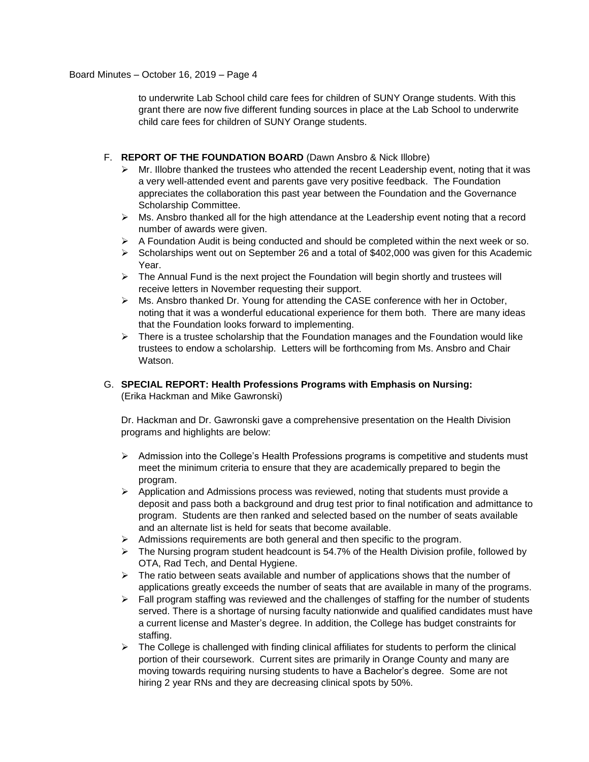to underwrite Lab School child care fees for children of SUNY Orange students. With this grant there are now five different funding sources in place at the Lab School to underwrite child care fees for children of SUNY Orange students.

F. **REPORT OF THE FOUNDATION BOARD** (Dawn Ansbro & Nick Illobre)

- Mr. Illobre thanked the trustees who attended the recent Leadership event, noting that it was a very well-attended event and parents gave very positive feedback. The Foundation appreciates the collaboration this past year between the Foundation and the Governance Scholarship Committee.
- Ms. Ansbro thanked all for the high attendance at the Leadership event noting that a record number of awards were given.
- A Foundation Audit is being conducted and should be completed within the next week or so.
- Scholarships went out on September 26 and a total of $402,000 was given for this Academic Year.
- The Annual Fund is the next project the Foundation will begin shortly and trustees will receive letters in November requesting their support.
- Ms. Ansbro thanked Dr. Young for attending the CASE conference with her in October, noting that it was a wonderful educational experience for them both. There are many ideas that the Foundation looks forward to implementing.
- There is a trustee scholarship that the Foundation manages and the Foundation would like trustees to endow a scholarship. Letters will be forthcoming from Ms. Ansbro and Chair Watson.

G. **SPECIAL REPORT: Health Professions Programs with Emphasis on Nursing:** (Erika Hackman and Mike Gawronski)

Dr. Hackman and Dr. Gawronski gave a comprehensive presentation on the Health Division programs and highlights are below:

- Admission into the College's Health Professions programs is competitive and students must meet the minimum criteria to ensure that they are academically prepared to begin the program.
- Application and Admissions process was reviewed, noting that students must provide a deposit and pass both a background and drug test prior to final notification and admittance to program. Students are then ranked and selected based on the number of seats available and an alternate list is held for seats that become available.
- Admissions requirements are both general and then specific to the program.
- The Nursing program student headcount is 54.7% of the Health Division profile, followed by OTA, Rad Tech, and Dental Hygiene.
- The ratio between seats available and number of applications shows that the number of applications greatly exceeds the number of seats that are available in many of the programs.
- Fall program staffing was reviewed and the challenges of staffing for the number of students served. There is a shortage of nursing faculty nationwide and qualified candidates must have a current license and Master's degree. In addition, the College has budget constraints for staffing.
- The College is challenged with finding clinical affiliates for students to perform the clinical portion of their coursework. Current sites are primarily in Orange County and many are moving towards requiring nursing students to have a Bachelor's degree. Some are not hiring 2 year RNs and they are decreasing clinical spots by 50%.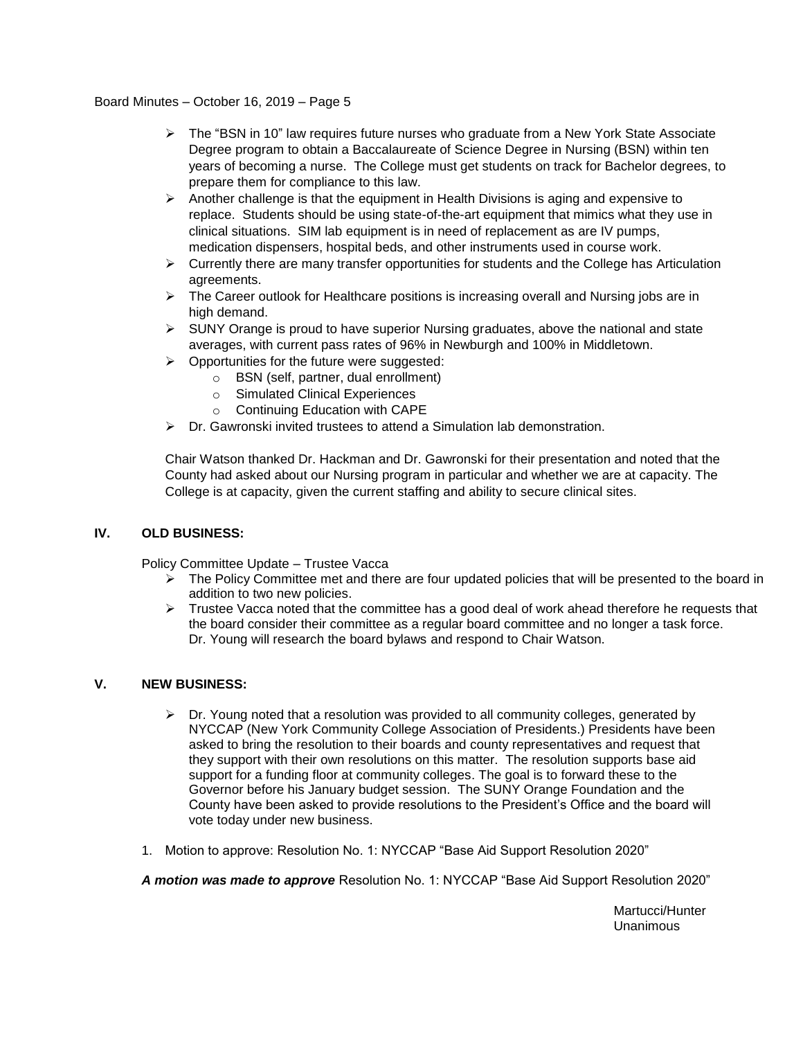- The "BSN in 10" law requires future nurses who graduate from a New York State Associate Degree program to obtain a Baccalaureate of Science Degree in Nursing (BSN) within ten years of becoming a nurse. The College must get students on track for Bachelor degrees, to prepare them for compliance to this law.
- Another challenge is that the equipment in Health Divisions is aging and expensive to replace. Students should be using state-of-the-art equipment that mimics what they use in clinical situations. SIM lab equipment is in need of replacement as are IV pumps, medication dispensers, hospital beds, and other instruments used in course work.
- Currently there are many transfer opportunities for students and the College has Articulation agreements.
- The Career outlook for Healthcare positions is increasing overall and Nursing jobs are in high demand.
- SUNY Orange is proud to have superior Nursing graduates, above the national and state averages, with current pass rates of 96% in Newburgh and 100% in Middletown.
- Opportunities for the future were suggested:
  - BSN (self, partner, dual enrollment)
  - Simulated Clinical Experiences
  - Continuing Education with CAPE
- Dr. Gawronski invited trustees to attend a Simulation lab demonstration.

Chair Watson thanked Dr. Hackman and Dr. Gawronski for their presentation and noted that the County had asked about our Nursing program in particular and whether we are at capacity. The College is at capacity, given the current staffing and ability to secure clinical sites.

## IV. OLD BUSINESS:

Policy Committee Update – Trustee Vacca

- The Policy Committee met and there are four updated policies that will be presented to the board in addition to two new policies.
- Trustee Vacca noted that the committee has a good deal of work ahead therefore he requests that the board consider their committee as a regular board committee and no longer a task force. Dr. Young will research the board bylaws and respond to Chair Watson.

## V. NEW BUSINESS:

- Dr. Young noted that a resolution was provided to all community colleges, generated by NYCCAP (New York Community College Association of Presidents.) Presidents have been asked to bring the resolution to their boards and county representatives and request that they support with their own resolutions on this matter. The resolution supports base aid support for a funding floor at community colleges. The goal is to forward these to the Governor before his January budget session. The SUNY Orange Foundation and the County have been asked to provide resolutions to the President's Office and the board will vote today under new business.

1. Motion to approve: Resolution No. 1: NYCCAP "Base Aid Support Resolution 2020"

***A motion was made to approve*** Resolution No. 1: NYCCAP "Base Aid Support Resolution 2020"

Martucci/Hunter
Unanimous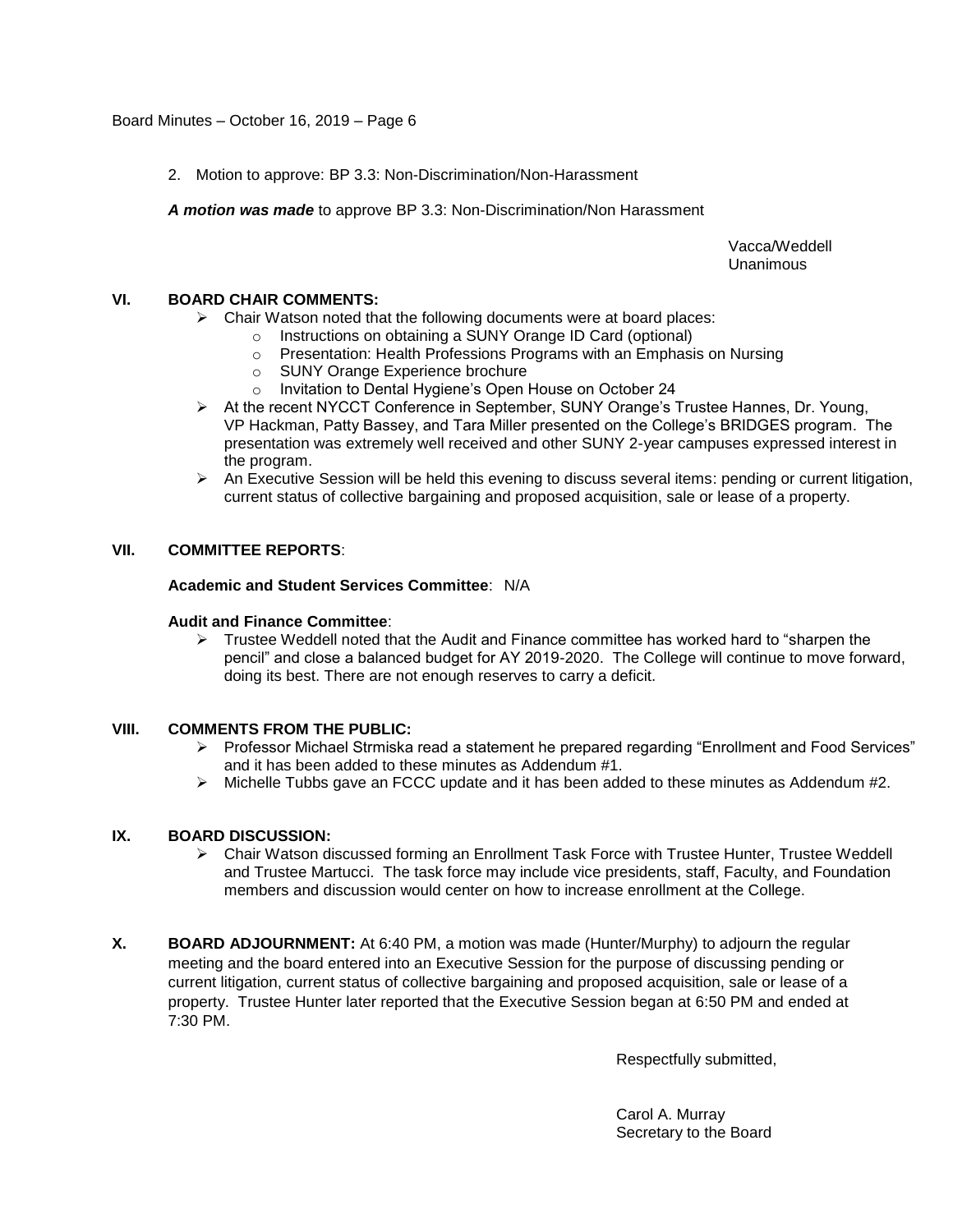2. Motion to approve: BP 3.3: Non-Discrimination/Non-Harassment

***A motion was made*** to approve BP 3.3: Non-Discrimination/Non Harassment

Vacca/Weddell
Unanimous

## VI. BOARD CHAIR COMMENTS:

- Chair Watson noted that the following documents were at board places:
  - Instructions on obtaining a SUNY Orange ID Card (optional)
  - Presentation: Health Professions Programs with an Emphasis on Nursing
  - SUNY Orange Experience brochure
  - Invitation to Dental Hygiene's Open House on October 24
- At the recent NYCCT Conference in September, SUNY Orange's Trustee Hannes, Dr. Young, VP Hackman, Patty Bassey, and Tara Miller presented on the College's BRIDGES program. The presentation was extremely well received and other SUNY 2-year campuses expressed interest in the program.
- An Executive Session will be held this evening to discuss several items: pending or current litigation, current status of collective bargaining and proposed acquisition, sale or lease of a property.

## VII. COMMITTEE REPORTS:

**Academic and Student Services Committee**: N/A

**Audit and Finance Committee**:

- Trustee Weddell noted that the Audit and Finance committee has worked hard to "sharpen the pencil" and close a balanced budget for AY 2019-2020. The College will continue to move forward, doing its best. There are not enough reserves to carry a deficit.

## VIII. COMMENTS FROM THE PUBLIC:

- Professor Michael Strmiska read a statement he prepared regarding "Enrollment and Food Services" and it has been added to these minutes as Addendum #1.
- Michelle Tubbs gave an FCCC update and it has been added to these minutes as Addendum #2.

## IX. BOARD DISCUSSION:

- Chair Watson discussed forming an Enrollment Task Force with Trustee Hunter, Trustee Weddell and Trustee Martucci. The task force may include vice presidents, staff, Faculty, and Foundation members and discussion would center on how to increase enrollment at the College.

## X. BOARD ADJOURNMENT:

At 6:40 PM, a motion was made (Hunter/Murphy) to adjourn the regular meeting and the board entered into an Executive Session for the purpose of discussing pending or current litigation, current status of collective bargaining and proposed acquisition, sale or lease of a property. Trustee Hunter later reported that the Executive Session began at 6:50 PM and ended at 7:30 PM.

Respectfully submitted,

Carol A. Murray
Secretary to the Board